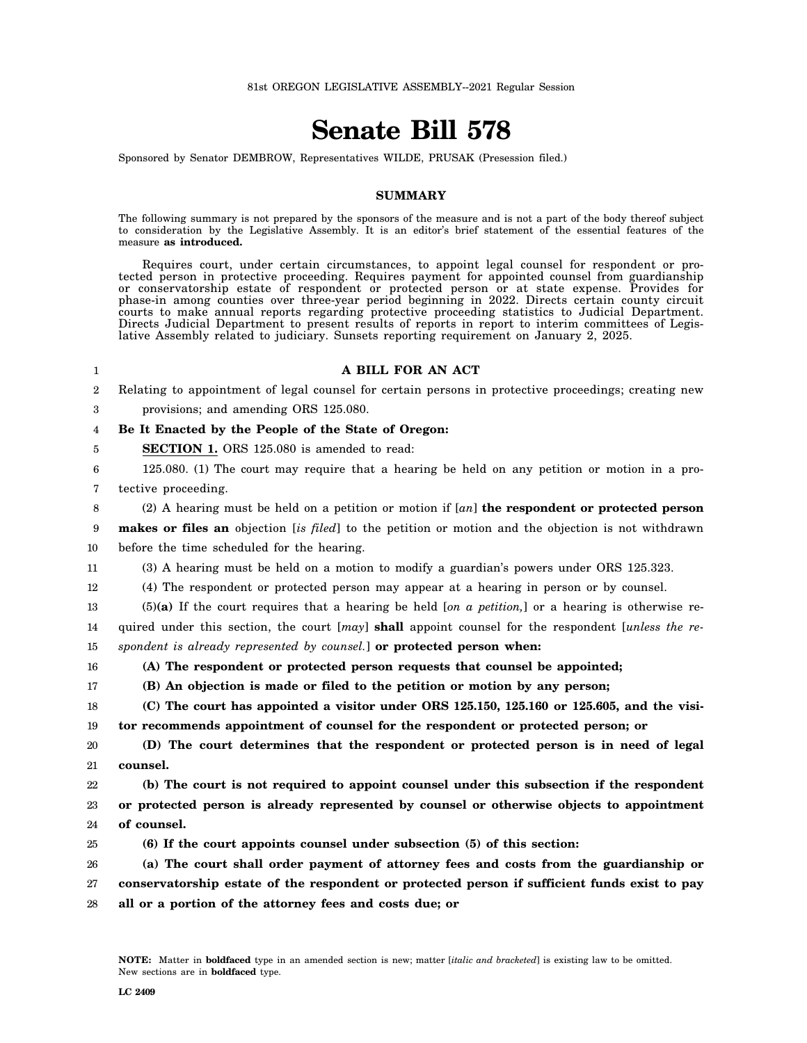81st OREGON LEGISLATIVE ASSEMBLY--2021 Regular Session

# Senate Bill 578

Sponsored by Senator DEMBROW, Representatives WILDE, PRUSAK (Presession filed.)

## SUMMARY

The following summary is not prepared by the sponsors of the measure and is not a part of the body thereof subject to consideration by the Legislative Assembly. It is an editor's brief statement of the essential features of the measure **as introduced.**

Requires court, under certain circumstances, to appoint legal counsel for respondent or protected person in protective proceeding. Requires payment for appointed counsel from guardianship or conservatorship estate of respondent or protected person or at state expense. Provides for phase-in among counties over three-year period beginning in 2022. Directs certain county circuit courts to make annual reports regarding protective proceeding statistics to Judicial Department. Directs Judicial Department to present results of reports in report to interim committees of Legislative Assembly related to judiciary. Sunsets reporting requirement on January 2, 2025.

**A BILL FOR AN ACT**

Relating to appointment of legal counsel for certain persons in protective proceedings; creating new provisions; and amending ORS 125.080.

**Be It Enacted by the People of the State of Oregon:**

**SECTION 1.** ORS 125.080 is amended to read:

125.080. (1) The court may require that a hearing be held on any petition or motion in a protective proceeding.

(2) A hearing must be held on a petition or motion if [*an*] **the respondent or protected person makes or files an** objection [*is filed*] to the petition or motion and the objection is not withdrawn before the time scheduled for the hearing.

(3) A hearing must be held on a motion to modify a guardian's powers under ORS 125.323.

(4) The respondent or protected person may appear at a hearing in person or by counsel.

(5)**(a)** If the court requires that a hearing be held [*on a petition,*] or a hearing is otherwise required under this section, the court [*may*] **shall** appoint counsel for the respondent [*unless the respondent is already represented by counsel.*] **or protected person when:**

**(A) The respondent or protected person requests that counsel be appointed;**

**(B) An objection is made or filed to the petition or motion by any person;**

**(C) The court has appointed a visitor under ORS 125.150, 125.160 or 125.605, and the visitor recommends appointment of counsel for the respondent or protected person; or**

**(D) The court determines that the respondent or protected person is in need of legal counsel.**

**(b) The court is not required to appoint counsel under this subsection if the respondent or protected person is already represented by counsel or otherwise objects to appointment of counsel.**

**(6) If the court appoints counsel under subsection (5) of this section:**

**(a) The court shall order payment of attorney fees and costs from the guardianship or conservatorship estate of the respondent or protected person if sufficient funds exist to pay all or a portion of the attorney fees and costs due; or**

**NOTE:** Matter in **boldfaced** type in an amended section is new; matter [*italic and bracketed*] is existing law to be omitted. New sections are in **boldfaced** type.

LC 2409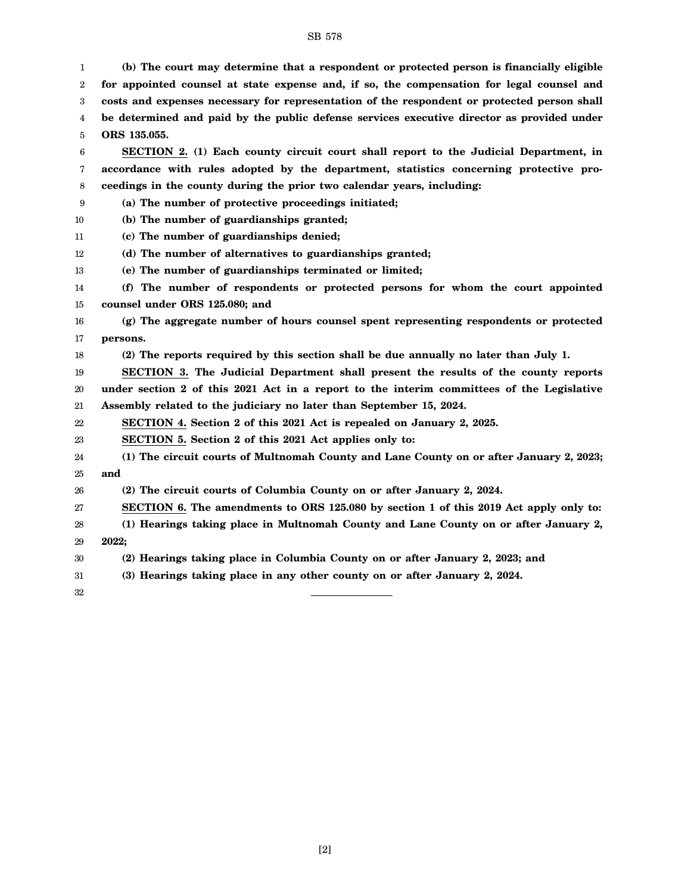**(b) The court may determine that a respondent or protected person is financially eligible for appointed counsel at state expense and, if so, the compensation for legal counsel and costs and expenses necessary for representation of the respondent or protected person shall be determined and paid by the public defense services executive director as provided under ORS 135.055.**

**SECTION 2. (1) Each county circuit court shall report to the Judicial Department, in accordance with rules adopted by the department, statistics concerning protective proceedings in the county during the prior two calendar years, including:**

**(a) The number of protective proceedings initiated;**

**(b) The number of guardianships granted;**

**(c) The number of guardianships denied;**

**(d) The number of alternatives to guardianships granted;**

**(e) The number of guardianships terminated or limited;**

**(f) The number of respondents or protected persons for whom the court appointed counsel under ORS 125.080; and**

**(g) The aggregate number of hours counsel spent representing respondents or protected persons.**

**(2) The reports required by this section shall be due annually no later than July 1.**

**SECTION 3. The Judicial Department shall present the results of the county reports under section 2 of this 2021 Act in a report to the interim committees of the Legislative Assembly related to the judiciary no later than September 15, 2024.**

**SECTION 4. Section 2 of this 2021 Act is repealed on January 2, 2025.**

**SECTION 5. Section 2 of this 2021 Act applies only to:**

**(1) The circuit courts of Multnomah County and Lane County on or after January 2, 2023; and**

**(2) The circuit courts of Columbia County on or after January 2, 2024.**

**SECTION 6. The amendments to ORS 125.080 by section 1 of this 2019 Act apply only to:**

**(1) Hearings taking place in Multnomah County and Lane County on or after January 2, 2022;**

**(2) Hearings taking place in Columbia County on or after January 2, 2023; and**

**(3) Hearings taking place in any other county on or after January 2, 2024.**